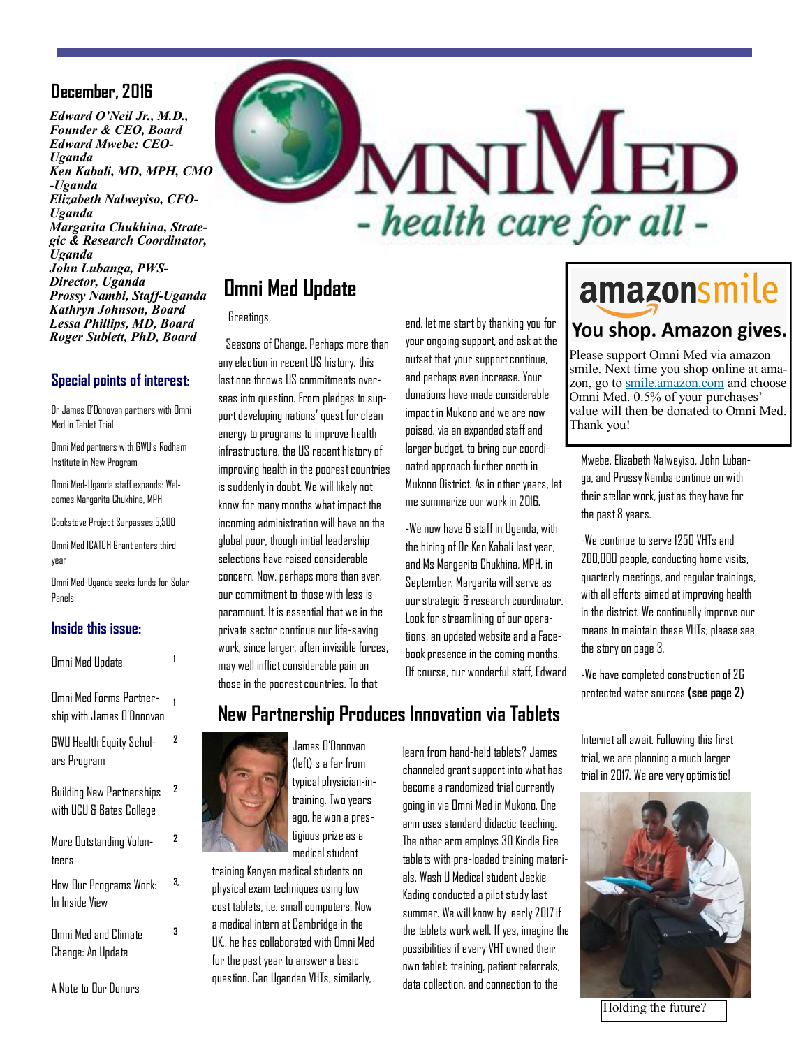**December, 2016**

***Edward O'Neil Jr., M.D., Founder & CEO, Board***
***Edward Mwebe: CEO-Uganda***
***Ken Kabali, MD, MPH, CMO-Uganda***
***Elizabeth Nalweyiso, CFO-Uganda***
***Margarita Chukhina, Strategic & Research Coordinator, Uganda***
***John Lubanga, PWS-Director, Uganda***
***Prossy Nambi, Staff-Uganda***
***Kathryn Johnson, Board***
***Lessa Phillips, MD, Board***
***Roger Sublett, PhD, Board***

# OmniMed

*- health care for all -*

### Special points of interest:

- Dr James O'Donovan partners with Omni Med in Tablet Trial
- Omni Med partners with GWU's Rodham Institute in New Program
- Omni Med-Uganda staff expands: Welcomes Margarita Chukhina, MPH
- Cookstove Project Surpasses 5,500
- Omni Med ICATCH Grant enters third year
- Omni Med-Uganda seeks funds for Solar Panels

### Inside this issue:

| | |
|---|---|
| Omni Med Update | 1 |
| Omni Med Forms Partnership with James O'Donovan | 1 |
| GWU Health Equity Scholars Program | 2 |
| Building New Partnerships with UCU & Bates College | 2 |
| More Outstanding Volunteers | 2 |
| How Our Programs Work: In Inside View | 3, |
| Omni Med and Climate Change: An Update | 3 |
| A Note to Our Donors | |

## Omni Med Update

Greetings,

Seasons of Change. Perhaps more than any election in recent US history, this last one throws US commitments overseas into question. From pledges to support developing nations' quest for clean energy to programs to improve health infrastructure, the US recent history of improving health in the poorest countries is suddenly in doubt. We will likely not know for many months what impact the incoming administration will have on the global poor, though initial leadership selections have raised considerable concern. Now, perhaps more than ever, our commitment to those with less is paramount. It is essential that we in the private sector continue our life-saving work, since larger, often invisible forces, may well inflict considerable pain on those in the poorest countries. To that end, let me start by thanking you for your ongoing support, and ask at the outset that your support continue, and perhaps even increase. Your donations have made considerable impact in Mukono and we are now poised, via an expanded staff and larger budget, to bring our coordinated approach further north in Mukono District. As in other years, let me summarize our work in 2016.

-We now have 6 staff in Uganda, with the hiring of Dr Ken Kabali last year, and Ms Margarita Chukhina, MPH, in September. Margarita will serve as our strategic & research coordinator. Look for streamlining of our operations, an updated website and a Facebook presence in the coming months. Of course, our wonderful staff, Edward Mwebe, Elizabeth Nalweyiso, John Lubanga, and Prossy Namba continue on with their stellar work, just as they have for the past 8 years.

-We continue to serve 1250 VHTs and 200,000 people, conducting home visits, quarterly meetings, and regular trainings, with all efforts aimed at improving health in the district. We continually improve our means to maintain these VHTs; please see the story on page 3.

-We have completed construction of 26 protected water sources **(see page 2)**

## amazonsmile

**You shop. Amazon gives.**

Please support Omni Med via amazon smile. Next time you shop online at amazon, go to smile.amazon.com and choose Omni Med. 0.5% of your purchases' value will then be donated to Omni Med. Thank you!

## New Partnership Produces Innovation via Tablets

James O'Donovan (left) s a far from typical physician-in-training. Two years ago, he won a prestigious prize as a medical student training Kenyan medical students on physical exam techniques using low cost tablets, i.e. small computers. Now a medical intern at Cambridge in the UK., he has collaborated with Omni Med for the past year to answer a basic question. Can Ugandan VHTs, similarly, learn from hand-held tablets? James channeled grant support into what has become a randomized trial currently going in via Omni Med in Mukono. One arm uses standard didactic teaching. The other arm employs 30 Kindle Fire tablets with pre-loaded training materials. Wash U Medical student Jackie Kading conducted a pilot study last summer. We will know by early 2017 if the tablets work well. If yes, imagine the possibilities if every VHT owned their own tablet: training, patient referrals, data collection, and connection to the Internet all await. Following this first trial, we are planning a much larger trial in 2017. We are very optimistic!

Holding the future?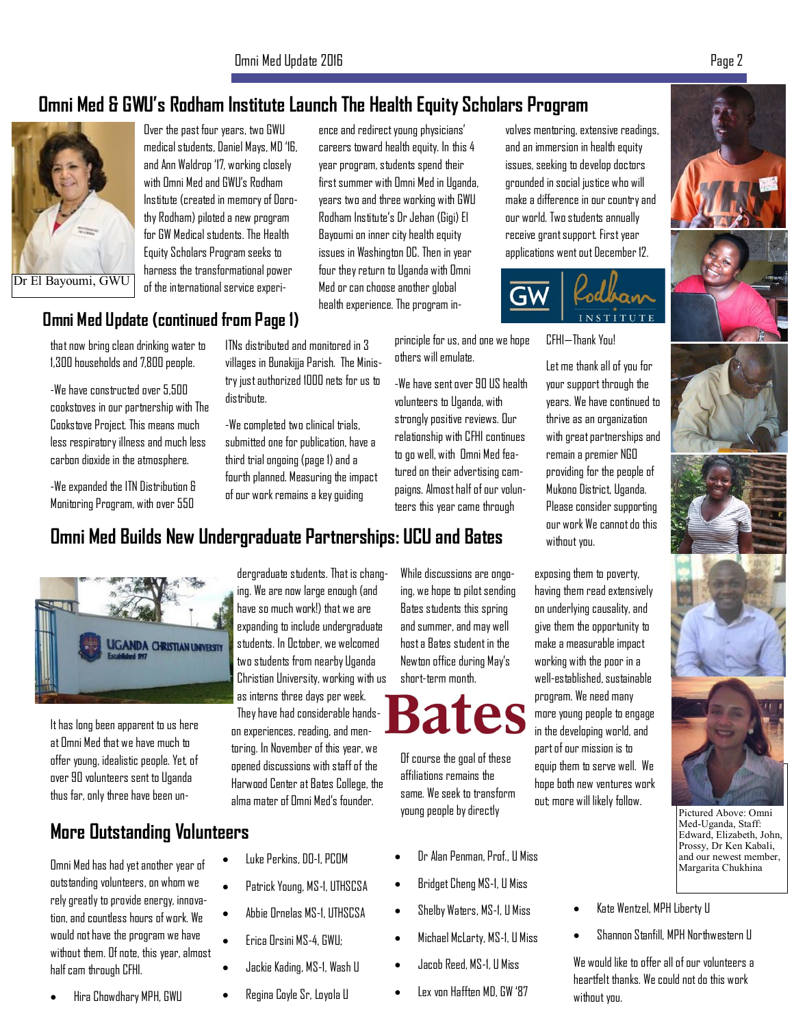## Omni Med & GWU's Rodham Institute Launch The Health Equity Scholars Program

Dr El Bayoumi, GWU

Over the past four years, two GWU medical students, Daniel Mays, MD '16, and Ann Waldrop '17, working closely with Omni Med and GWU's Rodham Institute (created in memory of Dorothy Rodham) piloted a new program for GW Medical students. The Health Equity Scholars Program seeks to harness the transformational power of the international service experience and redirect young physicians' careers toward health equity. In this 4 year program, students spend their first summer with Omni Med in Uganda, years two and three working with GWU Rodham Institute's Dr Jehan (Gigi) El Bayoumi on inner city health equity issues in Washington DC. Then in year four they return to Uganda with Omni Med or can choose another global health experience. The program involves mentoring, extensive readings, and an immersion in health equity issues, seeking to develop doctors grounded in social justice who will make a difference in our country and our world. Two students annually receive grant support. First year applications went out December 12.

## Omni Med Update (continued from Page 1)

that now bring clean drinking water to 1,300 households and 7,800 people.

-We have constructed over 5,500 cookstoves in our partnership with The Cookstove Project. This means much less respiratory illness and much less carbon dioxide in the atmosphere.

-We expanded the ITN Distribution & Monitoring Program, with over 550 ITNs distributed and monitored in 3 villages in Bunakijja Parish. The Ministry just authorized 1000 nets for us to distribute.

-We completed two clinical trials, submitted one for publication, have a third trial ongoing (page 1) and a fourth planned. Measuring the impact of our work remains a key guiding principle for us, and one we hope others will emulate.

-We have sent over 90 US health volunteers to Uganda, with strongly positive reviews. Our relationship with CFHI continues to go well, with Omni Med featured on their advertising campaigns. Almost half of our volunteers this year came through CFHI—Thank You!

Let me thank all of you for your support through the years. We have continued to thrive as an organization with great partnerships and remain a premier NGO providing for the people of Mukono District, Uganda. Please consider supporting our work We cannot do this without you.

## Omni Med Builds New Undergraduate Partnerships: UCU and Bates

It has long been apparent to us here at Omni Med that we have much to offer young, idealistic people. Yet, of over 90 volunteers sent to Uganda thus far, only three have been undergraduate students. That is changing. We are now large enough (and have so much work!) that we are expanding to include undergraduate students. In October, we welcomed two students from nearby Uganda Christian University, working with us as interns three days per week. They have had considerable hands-on experiences, reading, and mentoring. In November of this year, we opened discussions with staff of the Harwood Center at Bates College, the alma mater of Omni Med's founder.

While discussions are ongoing, we hope to pilot sending Bates students this spring and summer, and may well host a Bates student in the Newton office during May's short-term month.

Of course the goal of these affiliations remains the same. We seek to transform young people by directly exposing them to poverty, having them read extensively on underlying causality, and give them the opportunity to make a measurable impact working with the poor in a well-established, sustainable program. We need many more young people to engage in the developing world, and part of our mission is to equip them to serve well. We hope both new ventures work out; more will likely follow.

Pictured Above: Omni Med-Uganda, Staff: Edward, Elizabeth, John, Prossy, Dr Ken Kabali, and our newest member, Margarita Chukhina

## More Outstanding Volunteers

Omni Med has had yet another year of outstanding volunteers, on whom we rely greatly to provide energy, innovation, and countless hours of work. We would not have the program we have without them. Of note, this year, almost half cam through CFHI.

- Hira Chowdhary MPH, GWU
- Luke Perkins, DO-1, PCOM
- Patrick Young, MS-1, UTHSCSA
- Abbie Ornelas MS-1, UTHSCSA
- Erica Orsini MS-4, GWU;
- Jackie Kading, MS-1, Wash U
- Regina Coyle Sr, Loyola U
- Dr Alan Penman, Prof., U Miss
- Bridget Cheng MS-1, U Miss
- Shelby Waters, MS-1, U Miss
- Michael McLarty, MS-1, U Miss
- Jacob Reed, MS-1, U Miss
- Lex von Hafften MD, GW '87
- Kate Wentzel, MPH Liberty U
- Shannon Stanfill, MPH Northwestern U

We would like to offer all of our volunteers a heartfelt thanks. We could not do this work without you.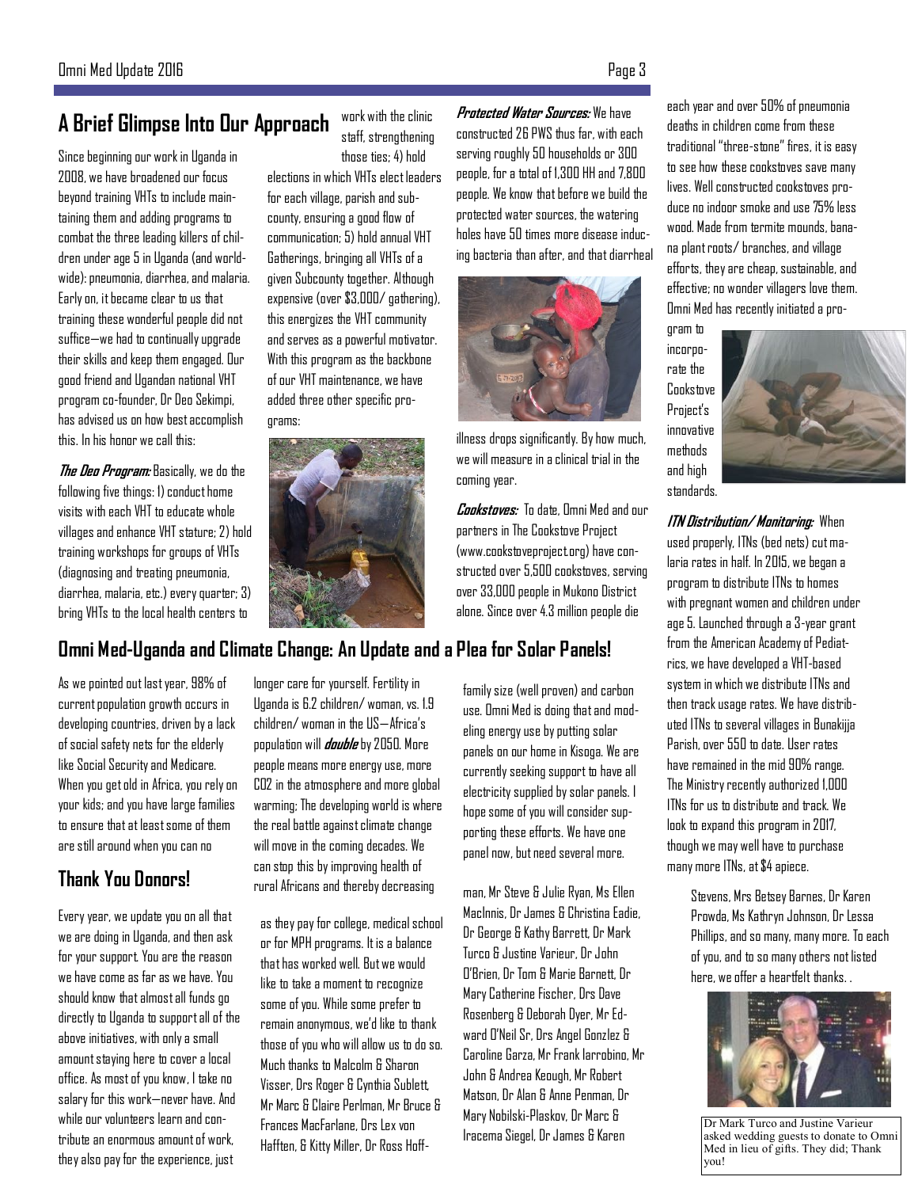## A Brief Glimpse Into Our Approach

Since beginning our work in Uganda in 2008, we have broadened our focus beyond training VHTs to include maintaining them and adding programs to combat the three leading killers of children under age 5 in Uganda (and worldwide): pneumonia, diarrhea, and malaria. Early on, it became clear to us that training these wonderful people did not suffice—we had to continually upgrade their skills and keep them engaged. Our good friend and Ugandan national VHT program co-founder, Dr Deo Sekimpi, has advised us on how best accomplish this. In his honor we call this:

***The Deo Program:*** Basically, we do the following five things: 1) conduct home visits with each VHT to educate whole villages and enhance VHT stature; 2) hold training workshops for groups of VHTs (diagnosing and treating pneumonia, diarrhea, malaria, etc.) every quarter; 3) bring VHTs to the local health centers to work with the clinic staff, strengthening those ties; 4) hold elections in which VHTs elect leaders for each village, parish and subcounty, ensuring a good flow of communication; 5) hold annual VHT Gatherings, bringing all VHTs of a given Subcounty together. Although expensive (over $3,000/ gathering), this energizes the VHT community and serves as a powerful motivator. With this program as the backbone of our VHT maintenance, we have added three other specific programs:

***Protected Water Sources:*** We have constructed 26 PWS thus far, with each serving roughly 50 households or 300 people, for a total of 1,300 HH and 7,800 people. We know that before we build the protected water sources, the watering holes have 50 times more disease inducing bacteria than after, and that diarrheal illness drops significantly. By how much, we will measure in a clinical trial in the coming year.

***Cookstoves:*** To date, Omni Med and our partners in The Cookstove Project (www.cookstoveproject.org) have constructed over 5,500 cookstoves, serving over 33,000 people in Mukono District alone. Since over 4.3 million people die each year and over 50% of pneumonia deaths in children come from these traditional "three-stone" fires, it is easy to see how these cookstoves save many lives. Well constructed cookstoves produce no indoor smoke and use 75% less wood. Made from termite mounds, banana plant roots/ branches, and village efforts, they are cheap, sustainable, and effective; no wonder villagers love them. Omni Med has recently initiated a program to incorporate the Cookstove Project's innovative methods and high standards.

***ITN Distribution/ Monitoring:*** When used properly, ITNs (bed nets) cut malaria rates in half. In 2015, we began a program to distribute ITNs to homes with pregnant women and children under age 5. Launched through a 3-year grant from the American Academy of Pediatrics, we have developed a VHT-based system in which we distribute ITNs and then track usage rates. We have distributed ITNs to several villages in Bunakijja Parish, over 550 to date. User rates have remained in the mid 90% range. The Ministry recently authorized 1,000 ITNs for us to distribute and track. We look to expand this program in 2017, though we may well have to purchase many more ITNs, at $4 apiece.

## Omni Med-Uganda and Climate Change: An Update and a Plea for Solar Panels!

As we pointed out last year, 98% of current population growth occurs in developing countries, driven by a lack of social safety nets for the elderly like Social Security and Medicare. When you get old in Africa, you rely on your kids; and you have large families to ensure that at least some of them are still around when you can no longer care for yourself. Fertility in Uganda is 6.2 children/ woman, vs. 1.9 children/ woman in the US—Africa's population will ***double*** by 2050. More people means more energy use, more $CO_2$ in the atmosphere and more global warming; The developing world is where the real battle against climate change will move in the coming decades. We can stop this by improving health of rural Africans and thereby decreasing family size (well proven) and carbon use. Omni Med is doing that and modeling energy use by putting solar panels on our home in Kisoga. We are currently seeking support to have all electricity supplied by solar panels. I hope some of you will consider supporting these efforts. We have one panel now, but need several more.

## Thank You Donors!

Every year, we update you on all that we are doing in Uganda, and then ask for your support. You are the reason we have come as far as we have. You should know that almost all funds go directly to Uganda to support all of the above initiatives, with only a small amount staying here to cover a local office. As most of you know, I take no salary for this work—never have. And while our volunteers learn and contribute an enormous amount of work, they also pay for the experience, just as they pay for college, medical school or for MPH programs. It is a balance that has worked well. But we would like to take a moment to recognize some of you. While some prefer to remain anonymous, we'd like to thank those of you who will allow us to do so. Much thanks to Malcolm & Sharon Visser, Drs Roger & Cynthia Sublett, Mr Marc & Claire Perlman, Mr Bruce & Frances MacFarlane, Drs Lex von Hafften, & Kitty Miller, Dr Ross Hoffman, Mr Steve & Julie Ryan, Ms Ellen MacInnis, Dr James & Christina Eadie, Dr George & Kathy Barrett, Dr Mark Turco & Justine Varieur, Dr John O'Brien, Dr Tom & Marie Barnett, Dr Mary Catherine Fischer, Drs Dave Rosenberg & Deborah Dyer, Mr Edward O'Neil Sr, Drs Angel Gonzlez & Caroline Garza, Mr Frank Iarrobino, Mr John & Andrea Keough, Mr Robert Matson, Dr Alan & Anne Penman, Dr Mary Nobilski-Plaskov, Dr Marc & Iracema Siegel, Dr James & Karen Stevens, Mrs Betsey Barnes, Dr Karen Prowda, Ms Kathryn Johnson, Dr Lessa Phillips, and many more. To each of you, and to so many others not listed here, we offer a heartfelt thanks. .

Dr Mark Turco and Justine Varieur asked wedding guests to donate to Omni Med in lieu of gifts. They did; Thank you!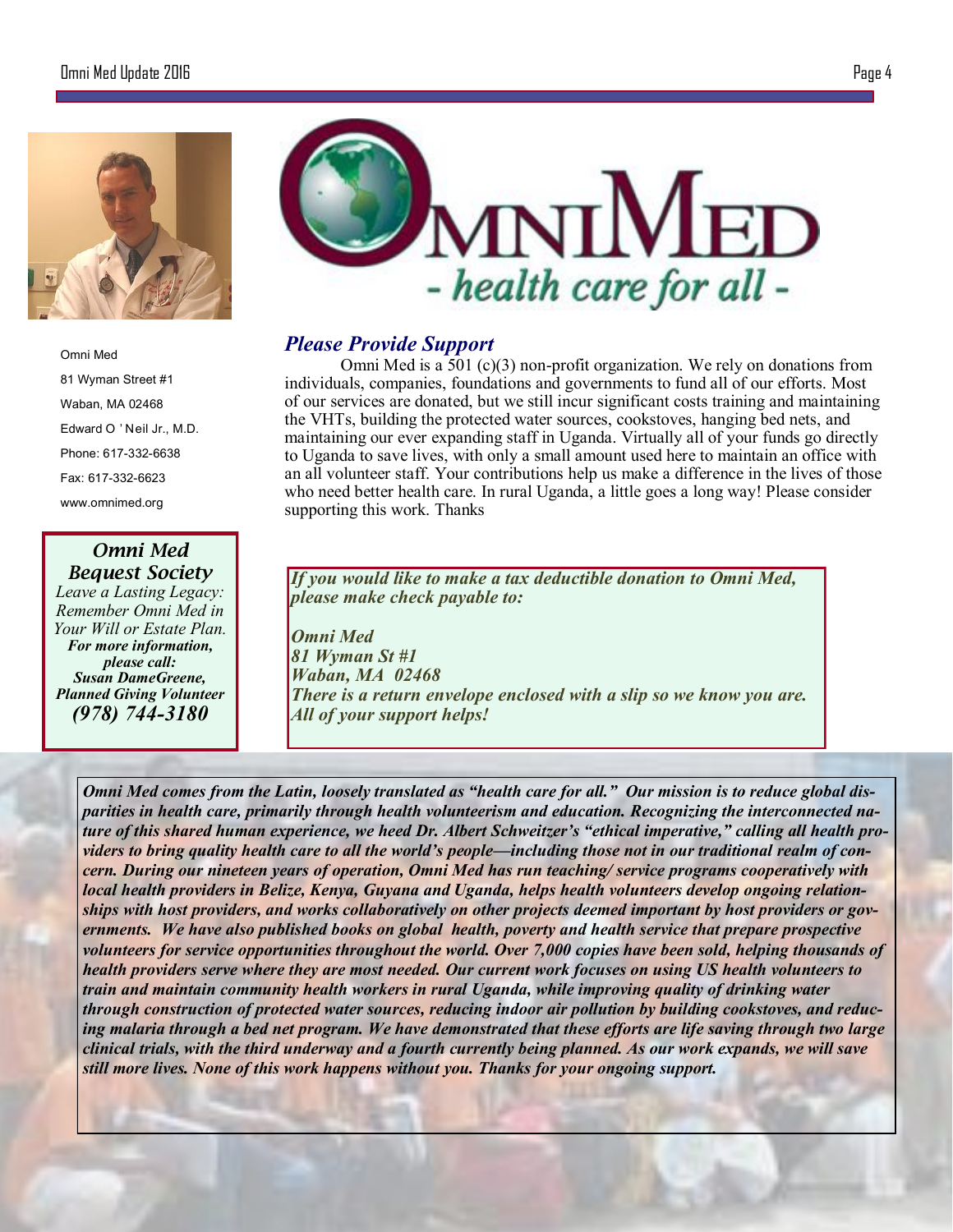Omni Med
81 Wyman Street #1
Waban, MA 02468
Edward O ' Neil Jr., M.D.
Phone: 617-332-6638
Fax: 617-332-6623
www.omnimed.org

**Omni Med Bequest Society**

*Leave a Lasting Legacy: Remember Omni Med in Your Will or Estate Plan.*

***For more information, please call:***

***Susan DameGreene, Planned Giving Volunteer***

***(978) 744-3180***

OMNIMED

- health care for all -

## *Please Provide Support*

Omni Med is a 501 (c)(3) non-profit organization. We rely on donations from individuals, companies, foundations and governments to fund all of our efforts. Most of our services are donated, but we still incur significant costs training and maintaining the VHTs, building the protected water sources, cookstoves, hanging bed nets, and maintaining our ever expanding staff in Uganda. Virtually all of your funds go directly to Uganda to save lives, with only a small amount used here to maintain an office with an all volunteer staff. Your contributions help us make a difference in the lives of those who need better health care. In rural Uganda, a little goes a long way! Please consider supporting this work. Thanks

***If you would like to make a tax deductible donation to Omni Med, please make check payable to:***

***Omni Med***
***81 Wyman St #1***
***Waban, MA 02468***
***There is a return envelope enclosed with a slip so we know you are.***
***All of your support helps!***

***Omni Med comes from the Latin, loosely translated as "health care for all." Our mission is to reduce global disparities in health care, primarily through health volunteerism and education. Recognizing the interconnected nature of this shared human experience, we heed Dr. Albert Schweitzer's "ethical imperative," calling all health providers to bring quality health care to all the world's people—including those not in our traditional realm of concern. During our nineteen years of operation, Omni Med has run teaching/ service programs cooperatively with local health providers in Belize, Kenya, Guyana and Uganda, helps health volunteers develop ongoing relationships with host providers, and works collaboratively on other projects deemed important by host providers or governments. We have also published books on global health, poverty and health service that prepare prospective volunteers for service opportunities throughout the world. Over 7,000 copies have been sold, helping thousands of health providers serve where they are most needed. Our current work focuses on using US health volunteers to train and maintain community health workers in rural Uganda, while improving quality of drinking water through construction of protected water sources, reducing indoor air pollution by building cookstoves, and reducing malaria through a bed net program. We have demonstrated that these efforts are life saving through two large clinical trials, with the third underway and a fourth currently being planned. As our work expands, we will save still more lives. None of this work happens without you. Thanks for your ongoing support.***